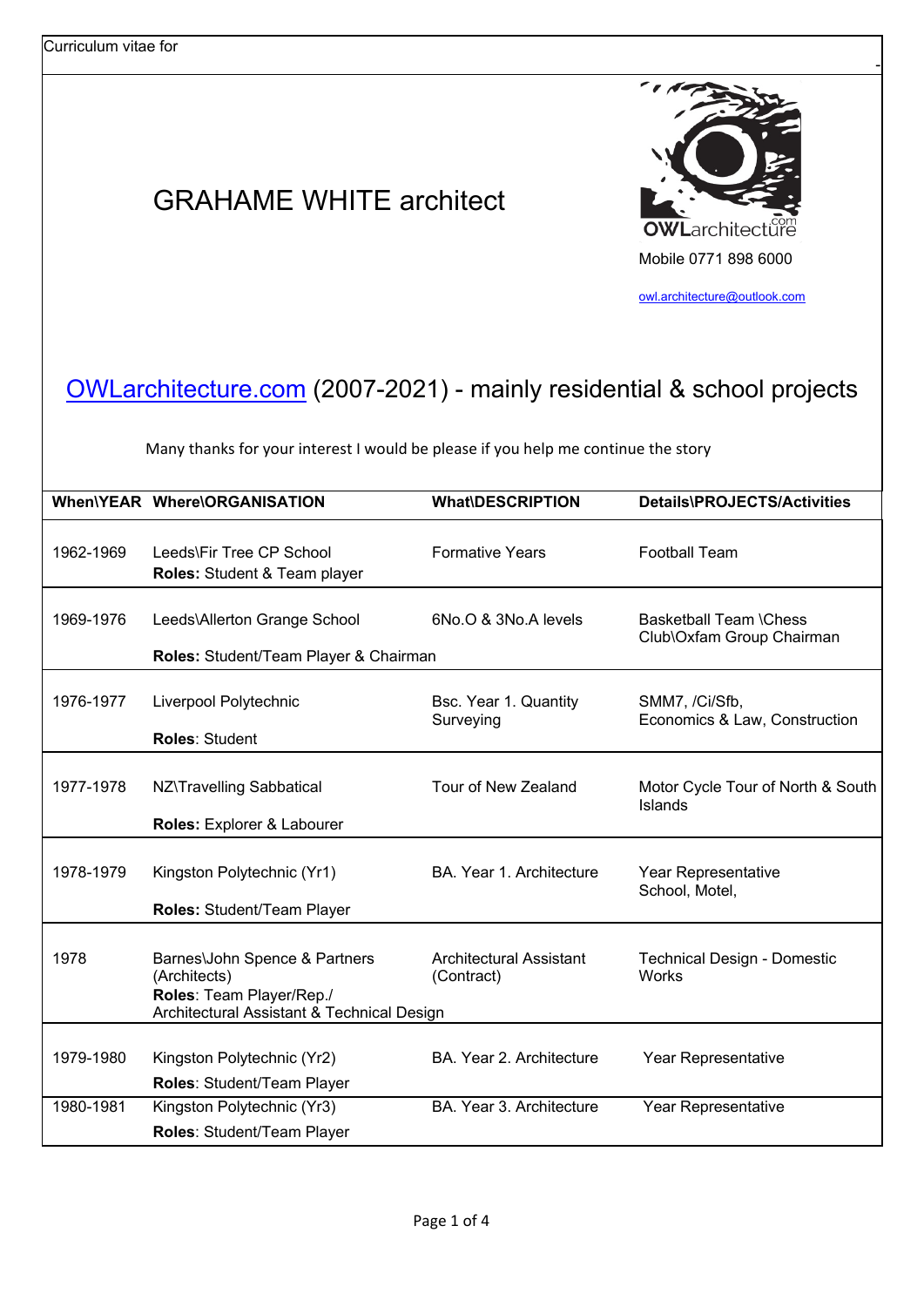Curriculum vitae for

# GRAHAME WHITE architect

OWLarchitecture.com

Mobile 0771 898 6000

owl.architecture@outlook.com

## OWLarchitecture.com (2007-2021) - mainly residential & school projects

Many thanks for your interest I would be please if you help me continue the story

| When\YEAR | Where\ORGANISATION | What\DESCRIPTION | Details\PROJECTS/Activities |
|---|---|---|---|
| 1962-1969 | Leeds\Fir Tree CP School<br>**Roles:** Student & Team player | Formative Years | Football Team |
| 1969-1976 | Leeds\Allerton Grange School<br>**Roles:** Student/Team Player & Chairman | 6No.O & 3No.A levels | Basketball Team \Chess Club\Oxfam Group Chairman |
| 1976-1977 | Liverpool Polytechnic<br>**Roles**: Student | Bsc. Year 1. Quantity Surveying | SMM7, /Ci/Sfb, Economics & Law, Construction |
| 1977-1978 | NZ\Travelling Sabbatical<br>**Roles:** Explorer & Labourer | Tour of New Zealand | Motor Cycle Tour of North & South Islands |
| 1978-1979 | Kingston Polytechnic (Yr1)<br>**Roles:** Student/Team Player | BA. Year 1. Architecture | Year Representative School, Motel, |
| 1978 | Barnes\John Spence & Partners (Architects)<br>**Roles**: Team Player/Rep./ Architectural Assistant & Technical Design | Architectural Assistant (Contract) | Technical Design - Domestic Works |
| 1979-1980 | Kingston Polytechnic (Yr2)<br>**Roles**: Student/Team Player | BA. Year 2. Architecture | Year Representative |
| 1980-1981 | Kingston Polytechnic (Yr3)<br>**Roles**: Student/Team Player | BA. Year 3. Architecture | Year Representative |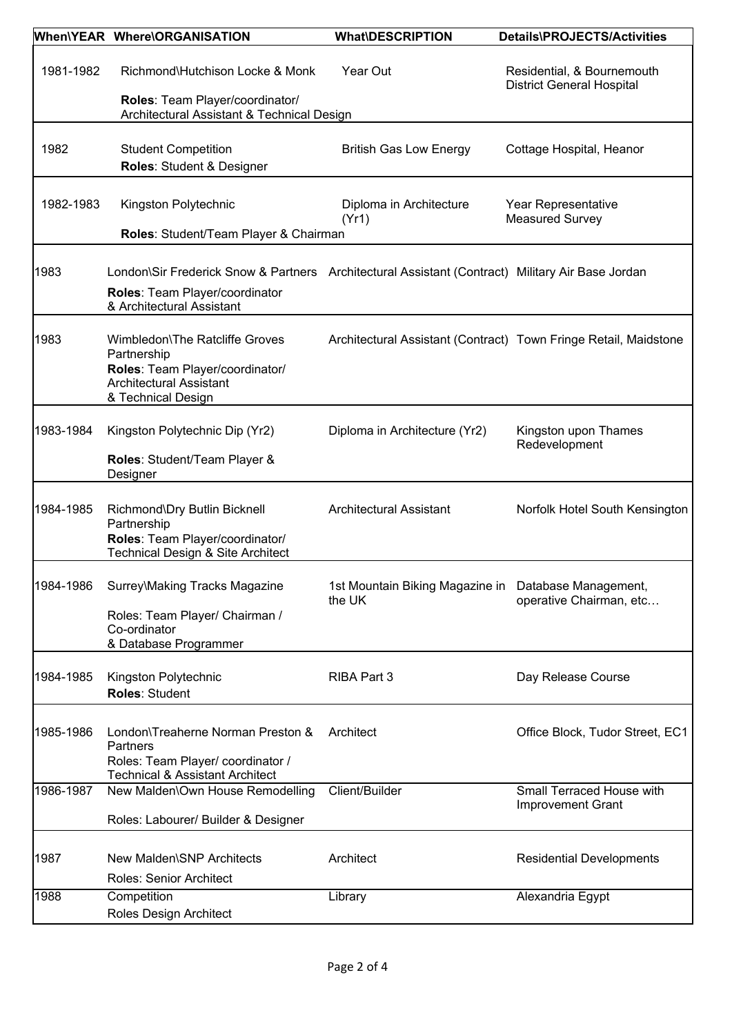| When\YEAR | Where\ORGANISATION | What\DESCRIPTION | Details\PROJECTS/Activities |
|---|---|---|---|
| 1981-1982 | Richmond\Hutchison Locke & Monk<br>**Roles**: Team Player/coordinator/ Architectural Assistant & Technical Design | Year Out | Residential, & Bournemouth District General Hospital |
| 1982 | Student Competition<br>**Roles**: Student & Designer | British Gas Low Energy | Cottage Hospital, Heanor |
| 1982-1983 | Kingston Polytechnic<br>**Roles**: Student/Team Player & Chairman | Diploma in Architecture (Yr1) | Year Representative<br>Measured Survey |
| 1983 | London\Sir Frederick Snow & Partners<br>**Roles**: Team Player/coordinator & Architectural Assistant | Architectural Assistant (Contract) | Military Air Base Jordan |
| 1983 | Wimbledon\The Ratcliffe Groves Partnership<br>**Roles**: Team Player/coordinator/ Architectural Assistant & Technical Design | Architectural Assistant (Contract) | Town Fringe Retail, Maidstone |
| 1983-1984 | Kingston Polytechnic Dip (Yr2)<br>**Roles**: Student/Team Player & Designer | Diploma in Architecture (Yr2) | Kingston upon Thames Redevelopment |
| 1984-1985 | Richmond\Dry Butlin Bicknell Partnership<br>**Roles**: Team Player/coordinator/ Technical Design & Site Architect | Architectural Assistant | Norfolk Hotel South Kensington |
| 1984-1986 | Surrey\Making Tracks Magazine<br>Roles: Team Player/ Chairman / Co-ordinator & Database Programmer | 1st Mountain Biking Magazine in the UK | Database Management, operative Chairman, etc… |
| 1984-1985 | Kingston Polytechnic<br>**Roles**: Student | RIBA Part 3 | Day Release Course |
| 1985-1986 | London\Treaherne Norman Preston & Partners<br>Roles: Team Player/ coordinator / Technical & Assistant Architect | Architect | Office Block, Tudor Street, EC1 |
| 1986-1987 | New Malden\Own House Remodelling<br>Roles: Labourer/ Builder & Designer | Client/Builder | Small Terraced House with Improvement Grant |
| 1987 | New Malden\SNP Architects<br>Roles: Senior Architect | Architect | Residential Developments |
| 1988 | Competition<br>Roles Design Architect | Library | Alexandria Egypt |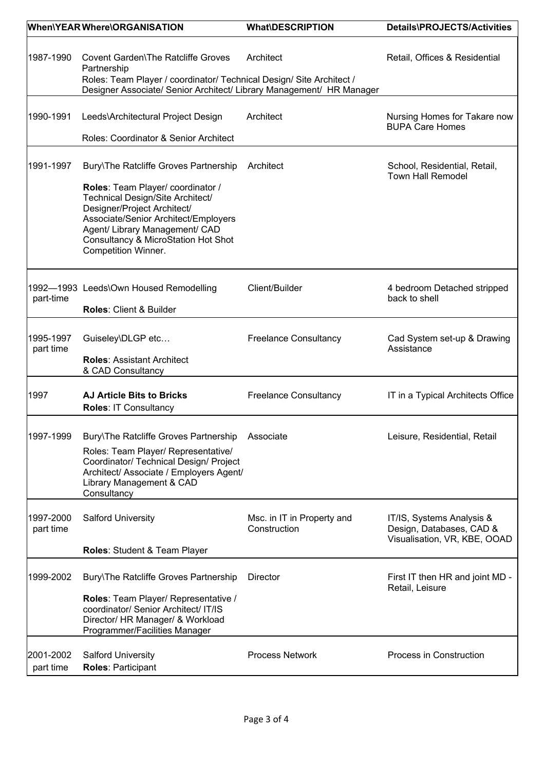| When\YEAR | Where\ORGANISATION | What\DESCRIPTION | Details\PROJECTS/Activities |
|---|---|---|---|
| 1987-1990 | Covent Garden\The Ratcliffe Groves Partnership<br>Roles: Team Player / coordinator/ Technical Design/ Site Architect / Designer Associate/ Senior Architect/ Library Management/ HR Manager | Architect | Retail, Offices & Residential |
| 1990-1991 | Leeds\Architectural Project Design<br>Roles: Coordinator & Senior Architect | Architect | Nursing Homes for Takare now BUPA Care Homes |
| 1991-1997 | Bury\The Ratcliffe Groves Partnership<br>**Roles**: Team Player/ coordinator / Technical Design/Site Architect/ Designer/Project Architect/ Associate/Senior Architect/Employers Agent/ Library Management/ CAD Consultancy & MicroStation Hot Shot Competition Winner. | Architect | School, Residential, Retail, Town Hall Remodel |
| 1992—1993 part-time | Leeds\Own Housed Remodelling<br>**Roles**: Client & Builder | Client/Builder | 4 bedroom Detached stripped back to shell |
| 1995-1997 part time | Guiseley\DLGP etc…<br>**Roles**: Assistant Architect & CAD Consultancy | Freelance Consultancy | Cad System set-up & Drawing Assistance |
| 1997 | **AJ Article Bits to Bricks**<br>**Roles**: IT Consultancy | Freelance Consultancy | IT in a Typical Architects Office |
| 1997-1999 | Bury\The Ratcliffe Groves Partnership<br>Roles: Team Player/ Representative/ Coordinator/ Technical Design/ Project Architect/ Associate / Employers Agent/ Library Management & CAD Consultancy | Associate | Leisure, Residential, Retail |
| 1997-2000 part time | Salford University<br>**Roles**: Student & Team Player | Msc. in IT in Property and Construction | IT/IS, Systems Analysis & Design, Databases, CAD & Visualisation, VR, KBE, OOAD |
| 1999-2002 | Bury\The Ratcliffe Groves Partnership<br>**Roles**: Team Player/ Representative / coordinator/ Senior Architect/ IT/IS Director/ HR Manager/ & Workload Programmer/Facilities Manager | Director | First IT then HR and joint MD - Retail, Leisure |
| 2001-2002 part time | Salford University<br>**Roles**: Participant | Process Network | Process in Construction |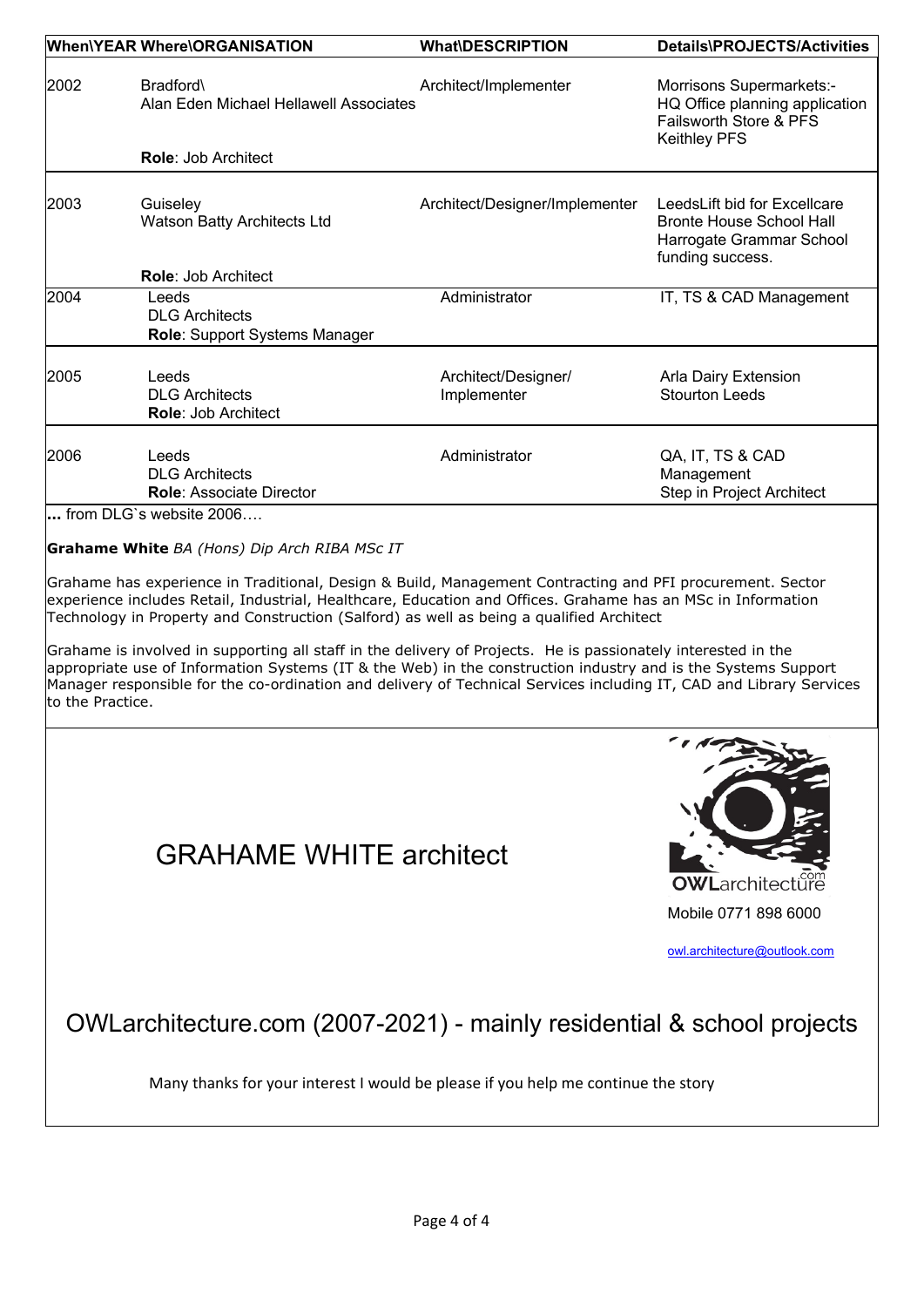| When\YEAR | Where\ORGANISATION | What\DESCRIPTION | Details\PROJECTS/Activities |
|---|---|---|---|
| 2002 | Bradford\ Alan Eden Michael Hellawell Associates<br>**Role**: Job Architect | Architect/Implementer | Morrisons Supermarkets:- HQ Office planning application Failsworth Store & PFS Keithley PFS |
| 2003 | Guiseley Watson Batty Architects Ltd<br>**Role**: Job Architect | Architect/Designer/Implementer | LeedsLift bid for Excellcare Bronte House School Hall Harrogate Grammar School funding success. |
| 2004 | Leeds DLG Architects<br>**Role**: Support Systems Manager | Administrator | IT, TS & CAD Management |
| 2005 | Leeds DLG Architects<br>**Role**: Job Architect | Architect/Designer/ Implementer | Arla Dairy Extension Stourton Leeds |
| 2006 | Leeds DLG Architects<br>**Role**: Associate Director | Administrator | QA, IT, TS & CAD Management<br>Step in Project Architect |

**...** from DLG`s website 2006….

**Grahame White** *BA (Hons) Dip Arch RIBA MSc IT*

Grahame has experience in Traditional, Design & Build, Management Contracting and PFI procurement. Sector experience includes Retail, Industrial, Healthcare, Education and Offices. Grahame has an MSc in Information Technology in Property and Construction (Salford) as well as being a qualified Architect

Grahame is involved in supporting all staff in the delivery of Projects. He is passionately interested in the appropriate use of Information Systems (IT & the Web) in the construction industry and is the Systems Support Manager responsible for the co-ordination and delivery of Technical Services including IT, CAD and Library Services to the Practice.

# GRAHAME WHITE architect

**OWL**architecture.com

Mobile 0771 898 6000

owl.architecture@outlook.com

## OWLarchitecture.com (2007-2021) - mainly residential & school projects

Many thanks for your interest I would be please if you help me continue the story